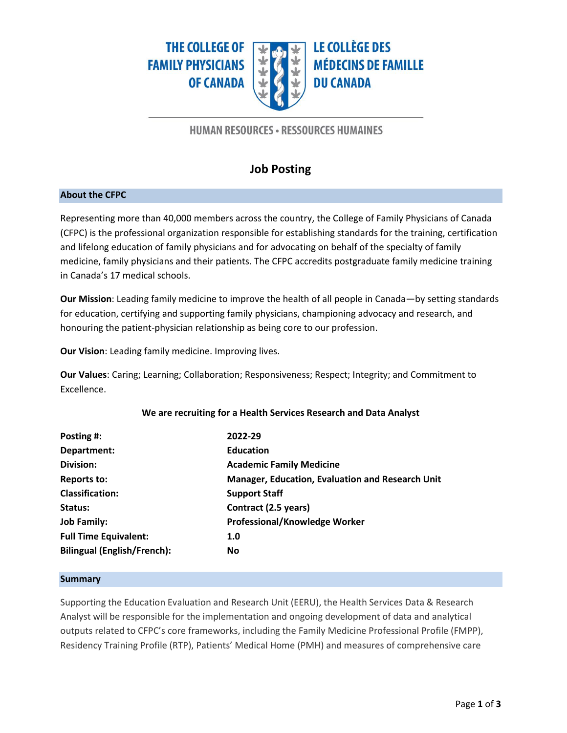THE COLLEGE OF FAMILY PHYSICIANS OF CANADA

LE COLLÈGE DES MÉDECINS DE FAMILLE DU CANADA

HUMAN RESOURCES • RESSOURCES HUMAINES

# Job Posting

## About the CFPC

Representing more than 40,000 members across the country, the College of Family Physicians of Canada (CFPC) is the professional organization responsible for establishing standards for the training, certification and lifelong education of family physicians and for advocating on behalf of the specialty of family medicine, family physicians and their patients. The CFPC accredits postgraduate family medicine training in Canada's 17 medical schools.

**Our Mission**: Leading family medicine to improve the health of all people in Canada—by setting standards for education, certifying and supporting family physicians, championing advocacy and research, and honouring the patient-physician relationship as being core to our profession.

**Our Vision**: Leading family medicine. Improving lives.

**Our Values**: Caring; Learning; Collaboration; Responsiveness; Respect; Integrity; and Commitment to Excellence.

**We are recruiting for a Health Services Research and Data Analyst**

| | |
|---|---|
| **Posting #:** | **2022-29** |
| **Department:** | **Education** |
| **Division:** | **Academic Family Medicine** |
| **Reports to:** | **Manager, Education, Evaluation and Research Unit** |
| **Classification:** | **Support Staff** |
| **Status:** | **Contract (2.5 years)** |
| **Job Family:** | **Professional/Knowledge Worker** |
| **Full Time Equivalent:** | **1.0** |
| **Bilingual (English/French):** | **No** |

## Summary

Supporting the Education Evaluation and Research Unit (EERU), the Health Services Data & Research Analyst will be responsible for the implementation and ongoing development of data and analytical outputs related to CFPC's core frameworks, including the Family Medicine Professional Profile (FMPP), Residency Training Profile (RTP), Patients' Medical Home (PMH) and measures of comprehensive care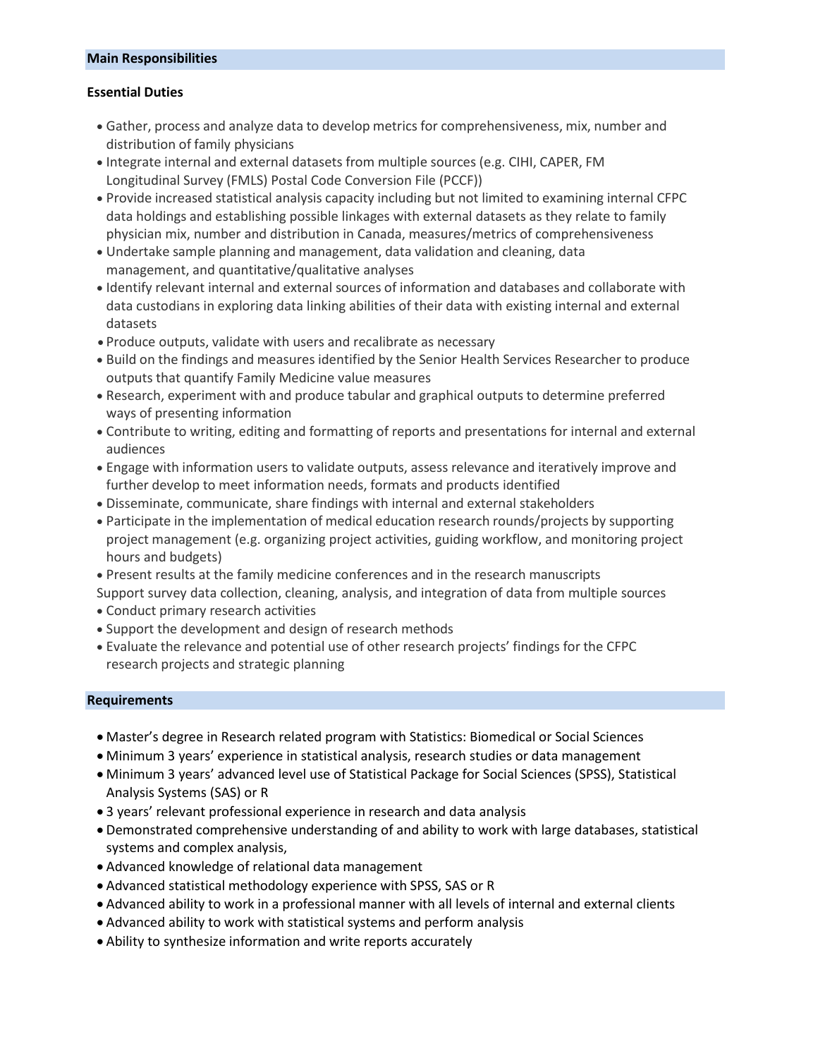## Main Responsibilities

### Essential Duties

- Gather, process and analyze data to develop metrics for comprehensiveness, mix, number and distribution of family physicians
- Integrate internal and external datasets from multiple sources (e.g. CIHI, CAPER, FM Longitudinal Survey (FMLS) Postal Code Conversion File (PCCF))
- Provide increased statistical analysis capacity including but not limited to examining internal CFPC data holdings and establishing possible linkages with external datasets as they relate to family physician mix, number and distribution in Canada, measures/metrics of comprehensiveness
- Undertake sample planning and management, data validation and cleaning, data management, and quantitative/qualitative analyses
- Identify relevant internal and external sources of information and databases and collaborate with data custodians in exploring data linking abilities of their data with existing internal and external datasets
- Produce outputs, validate with users and recalibrate as necessary
- Build on the findings and measures identified by the Senior Health Services Researcher to produce outputs that quantify Family Medicine value measures
- Research, experiment with and produce tabular and graphical outputs to determine preferred ways of presenting information
- Contribute to writing, editing and formatting of reports and presentations for internal and external audiences
- Engage with information users to validate outputs, assess relevance and iteratively improve and further develop to meet information needs, formats and products identified
- Disseminate, communicate, share findings with internal and external stakeholders
- Participate in the implementation of medical education research rounds/projects by supporting project management (e.g. organizing project activities, guiding workflow, and monitoring project hours and budgets)
- Present results at the family medicine conferences and in the research manuscripts

Support survey data collection, cleaning, analysis, and integration of data from multiple sources

- Conduct primary research activities
- Support the development and design of research methods
- Evaluate the relevance and potential use of other research projects' findings for the CFPC research projects and strategic planning

## Requirements

- Master's degree in Research related program with Statistics: Biomedical or Social Sciences
- Minimum 3 years' experience in statistical analysis, research studies or data management
- Minimum 3 years' advanced level use of Statistical Package for Social Sciences (SPSS), Statistical Analysis Systems (SAS) or R
- 3 years' relevant professional experience in research and data analysis
- Demonstrated comprehensive understanding of and ability to work with large databases, statistical systems and complex analysis,
- Advanced knowledge of relational data management
- Advanced statistical methodology experience with SPSS, SAS or R
- Advanced ability to work in a professional manner with all levels of internal and external clients
- Advanced ability to work with statistical systems and perform analysis
- Ability to synthesize information and write reports accurately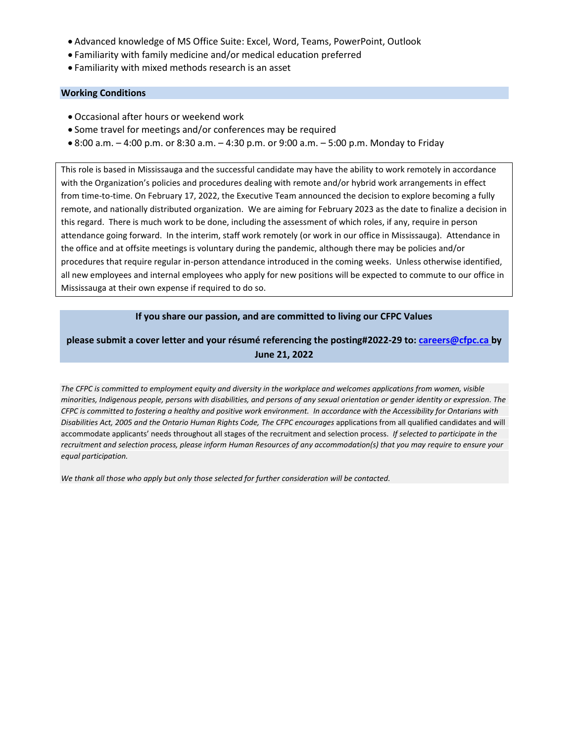- Advanced knowledge of MS Office Suite: Excel, Word, Teams, PowerPoint, Outlook
- Familiarity with family medicine and/or medical education preferred
- Familiarity with mixed methods research is an asset

## Working Conditions

- Occasional after hours or weekend work
- Some travel for meetings and/or conferences may be required
- 8:00 a.m. – 4:00 p.m. or 8:30 a.m. – 4:30 p.m. or 9:00 a.m. – 5:00 p.m. Monday to Friday

This role is based in Mississauga and the successful candidate may have the ability to work remotely in accordance with the Organization's policies and procedures dealing with remote and/or hybrid work arrangements in effect from time-to-time. On February 17, 2022, the Executive Team announced the decision to explore becoming a fully remote, and nationally distributed organization. We are aiming for February 2023 as the date to finalize a decision in this regard. There is much work to be done, including the assessment of which roles, if any, require in person attendance going forward. In the interim, staff work remotely (or work in our office in Mississauga). Attendance in the office and at offsite meetings is voluntary during the pandemic, although there may be policies and/or procedures that require regular in-person attendance introduced in the coming weeks. Unless otherwise identified, all new employees and internal employees who apply for new positions will be expected to commute to our office in Mississauga at their own expense if required to do so.

**If you share our passion, and are committed to living our CFPC Values**

**please submit a cover letter and your résumé referencing the posting#2022-29 to: careers@cfpc.ca by June 21, 2022**

*The CFPC is committed to employment equity and diversity in the workplace and welcomes applications from women, visible minorities, Indigenous people, persons with disabilities, and persons of any sexual orientation or gender identity or expression. The CFPC is committed to fostering a healthy and positive work environment. In accordance with the Accessibility for Ontarians with Disabilities Act, 2005 and the Ontario Human Rights Code, The CFPC encourages* applications from all qualified candidates and will accommodate applicants' needs throughout all stages of the recruitment and selection process. *If selected to participate in the recruitment and selection process, please inform Human Resources of any accommodation(s) that you may require to ensure your equal participation.*

*We thank all those who apply but only those selected for further consideration will be contacted.*